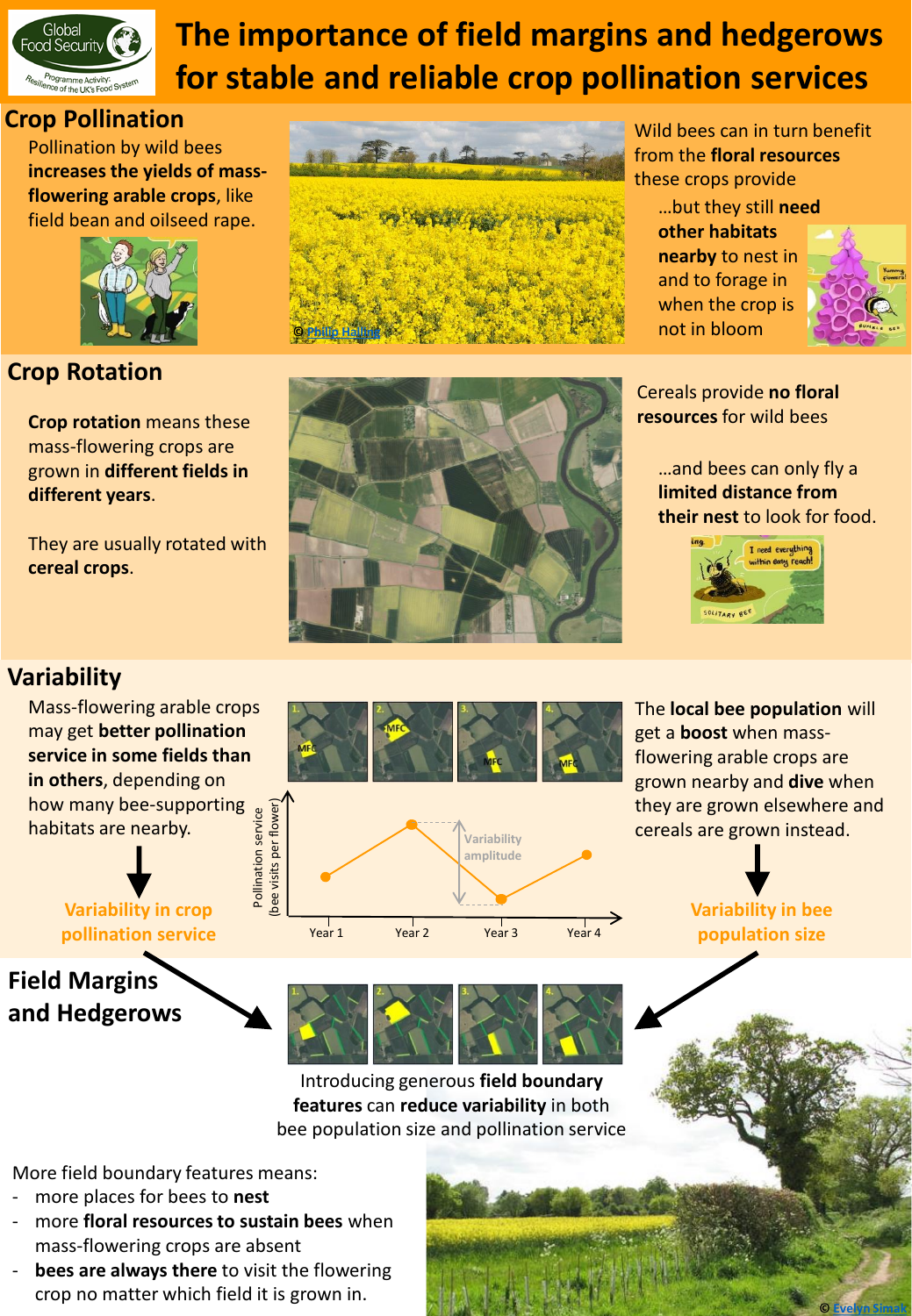# The importance of field margins and hedgerows for stable and reliable crop pollination services

## Crop Pollination

Pollination by wild bees **increases the yields of mass-flowering arable crops**, like field bean and oilseed rape.

© Philip Halling

Wild bees can in turn benefit from the **floral resources** these crops provide

…but they still **need other habitats nearby** to nest in and to forage in when the crop is not in bloom

## Crop Rotation

**Crop rotation** means these mass-flowering crops are grown in **different fields in different years**.

They are usually rotated with **cereal crops**.

Cereals provide **no floral resources** for wild bees

…and bees can only fly a **limited distance from their nest** to look for food.

## Variability

Mass-flowering arable crops may get **better pollination service in some fields than in others**, depending on how many bee-supporting habitats are nearby.

↓

**Variability in crop pollination service**

Pollination service (bee visits per flower) — Year 1, Year 2, Year 3, Year 4 — Variability amplitude

The **local bee population** will get a **boost** when mass-flowering arable crops are grown nearby and **dive** when they are grown elsewhere and cereals are grown instead.

↓

**Variability in bee population size**

## Field Margins and Hedgerows

Introducing generous **field boundary features** can **reduce variability** in both bee population size and pollination service

More field boundary features means:

- more places for bees to **nest**
- more **floral resources to sustain bees** when mass-flowering crops are absent
- **bees are always there** to visit the flowering crop no matter which field it is grown in.

© Evelyn Simak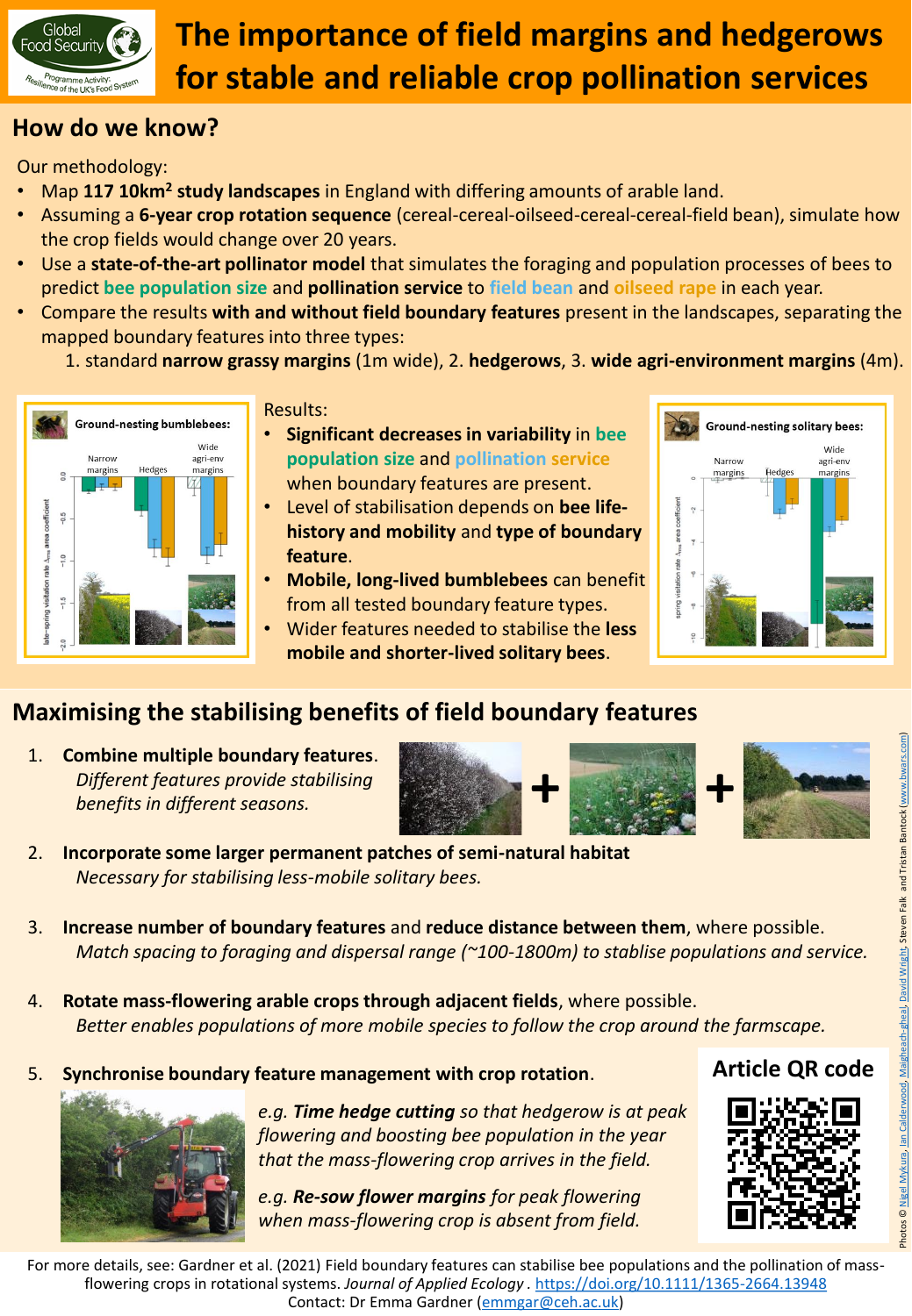# The importance of field margins and hedgerows for stable and reliable crop pollination services

Global Food Security
Programme Activity: Resilience of the UK's Food System

## How do we know?

Our methodology:

- Map **117 10km$^2$ study landscapes** in England with differing amounts of arable land.
- Assuming a **6-year crop rotation sequence** (cereal-cereal-oilseed-cereal-cereal-field bean), simulate how the crop fields would change over 20 years.
- Use a **state-of-the-art pollinator model** that simulates the foraging and population processes of bees to predict **bee population size** and **pollination service** to **field bean** and **oilseed rape** in each year.
- Compare the results **with and without field boundary features** present in the landscapes, separating the mapped boundary features into three types:
  1. standard **narrow grassy margins** (1m wide), 2. **hedgerows**, 3. **wide agri-environment margins** (4m).

Ground-nesting bumblebees:

Narrow margins
Hedges
Wide agri-env margins

0.0
-0.5
-1.0
-1.5
-2.0

late-spring visitation rate $\lambda_{ms}$ area coefficient

Results:

- **Significant decreases in variability** in **bee population size** and **pollination service** when boundary features are present.
- Level of stabilisation depends on **bee life-history and mobility** and **type of boundary feature**.
- **Mobile, long-lived bumblebees** can benefit from all tested boundary feature types.
- Wider features needed to stabilise the **less mobile and shorter-lived solitary bees**.

Ground-nesting solitary bees:

Narrow margins
Hedges
Wide agri-env margins

0
-2
-4
-6
-8
-10

spring visitation rate $\lambda_{ms}$ area coefficient

## Maximising the stabilising benefits of field boundary features

1. **Combine multiple boundary features**.
   *Different features provide stabilising benefits in different seasons.*

2. **Incorporate some larger permanent patches of semi-natural habitat**
   *Necessary for stabilising less-mobile solitary bees.*

3. **Increase number of boundary features** and **reduce distance between them**, where possible.
   *Match spacing to foraging and dispersal range (~100-1800m) to stablise populations and service.*

4. **Rotate mass-flowering arable crops through adjacent fields**, where possible.
   *Better enables populations of more mobile species to follow the crop around the farmscape.*

5. **Synchronise boundary feature management with crop rotation**.
   *e.g. **Time hedge cutting** so that hedgerow is at peak flowering and boosting bee population in the year that the mass-flowering crop arrives in the field.*

   *e.g. **Re-sow flower margins** for peak flowering when mass-flowering crop is absent from field.*

**Article QR code**

Photos © Nigel Mykura, Ian Calderwood, Maigheach-gheal, David Wright, Steven Falk and Tristan Bantock (www.bwars.com)

For more details, see: Gardner et al. (2021) Field boundary features can stabilise bee populations and the pollination of mass-flowering crops in rotational systems. *Journal of Applied Ecology*. https://doi.org/10.1111/1365-2664.13948
Contact: Dr Emma Gardner (emmgar@ceh.ac.uk)